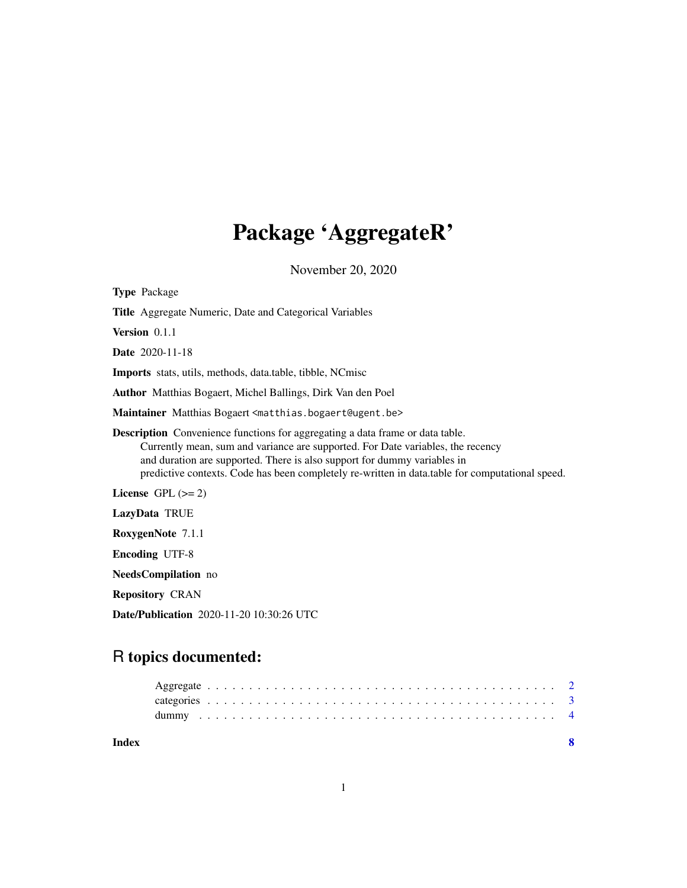# Package 'AggregateR'

November 20, 2020

**Type** Package

**Title** Aggregate Numeric, Date and Categorical Variables

**Version** 0.1.1

**Date** 2020-11-18

**Imports** stats, utils, methods, data.table, tibble, NCmisc

**Author** Matthias Bogaert, Michel Ballings, Dirk Van den Poel

**Maintainer** Matthias Bogaert <matthias.bogaert@ugent.be>

**Description** Convenience functions for aggregating a data frame or data table.
Currently mean, sum and variance are supported. For Date variables, the recency
and duration are supported. There is also support for dummy variables in
predictive contexts. Code has been completely re-written in data.table for computational speed.

**License** GPL (>= 2)

**LazyData** TRUE

**RoxygenNote** 7.1.1

**Encoding** UTF-8

**NeedsCompilation** no

**Repository** CRAN

**Date/Publication** 2020-11-20 10:30:26 UTC

## R topics documented:

| | |
|---|---|
| Aggregate | 2 |
| categories | 3 |
| dummy | 4 |
| **Index** | **8** |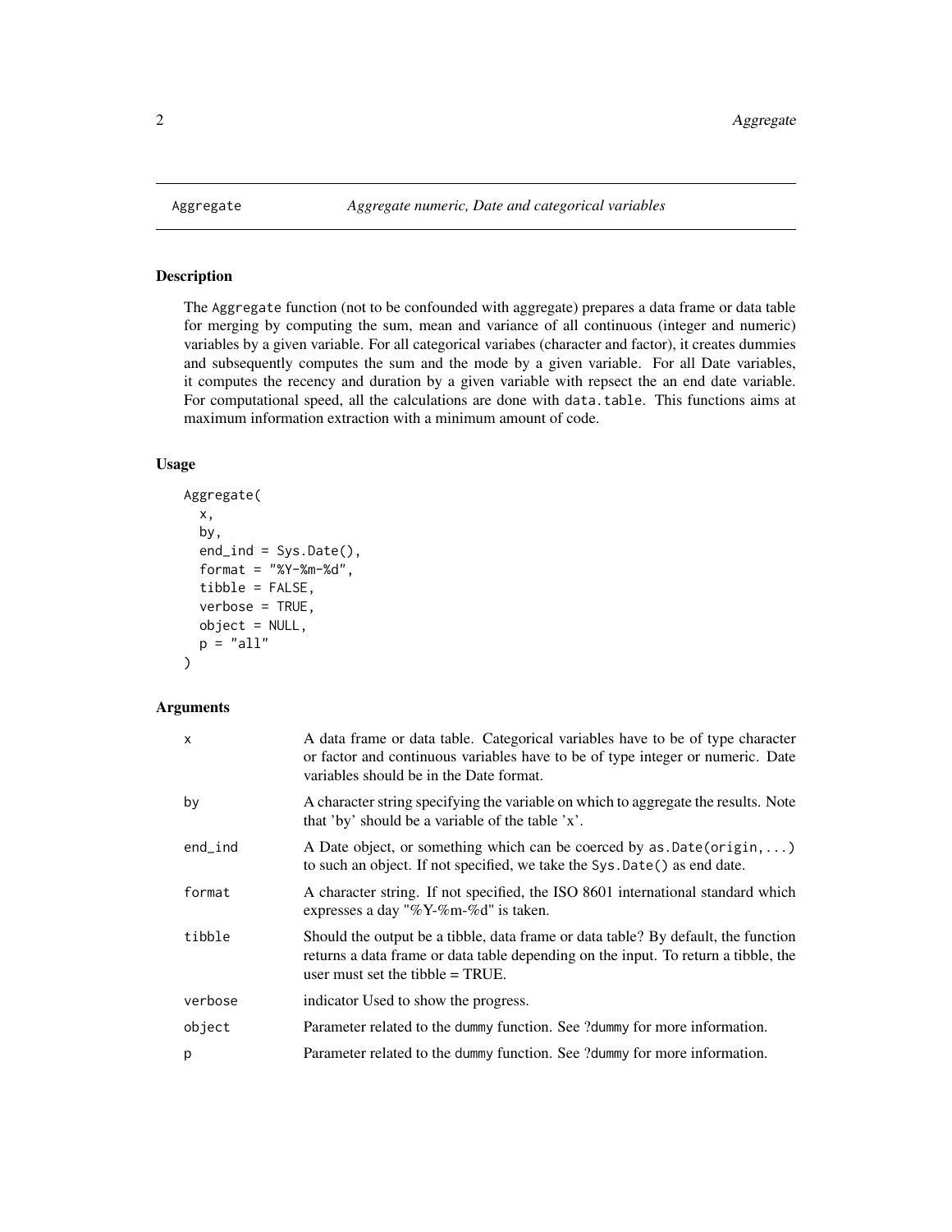## Aggregate — *Aggregate numeric, Date and categorical variables*

### Description

The `Aggregate` function (not to be confounded with aggregate) prepares a data frame or data table for merging by computing the sum, mean and variance of all continuous (integer and numeric) variables by a given variable. For all categorical variabes (character and factor), it creates dummies and subsequently computes the sum and the mode by a given variable. For all Date variables, it computes the recency and duration by a given variable with repsect the an end date variable. For computational speed, all the calculations are done with `data.table`. This functions aims at maximum information extraction with a minimum amount of code.

### Usage

```
Aggregate(
  x,
  by,
  end_ind = Sys.Date(),
  format = "%Y-%m-%d",
  tibble = FALSE,
  verbose = TRUE,
  object = NULL,
  p = "all"
)
```

### Arguments

| | |
|---|---|
| `x` | A data frame or data table. Categorical variables have to be of type character or factor and continuous variables have to be of type integer or numeric. Date variables should be in the Date format. |
| `by` | A character string specifying the variable on which to aggregate the results. Note that 'by' should be a variable of the table 'x'. |
| `end_ind` | A Date object, or something which can be coerced by `as.Date(origin,...)` to such an object. If not specified, we take the `Sys.Date()` as end date. |
| `format` | A character string. If not specified, the ISO 8601 international standard which expresses a day "%Y-%m-%d" is taken. |
| `tibble` | Should the output be a tibble, data frame or data table? By default, the function returns a data frame or data table depending on the input. To return a tibble, the user must set the tibble = TRUE. |
| `verbose` | indicator Used to show the progress. |
| `object` | Parameter related to the `dummy` function. See `?dummy` for more information. |
| `p` | Parameter related to the `dummy` function. See `?dummy` for more information. |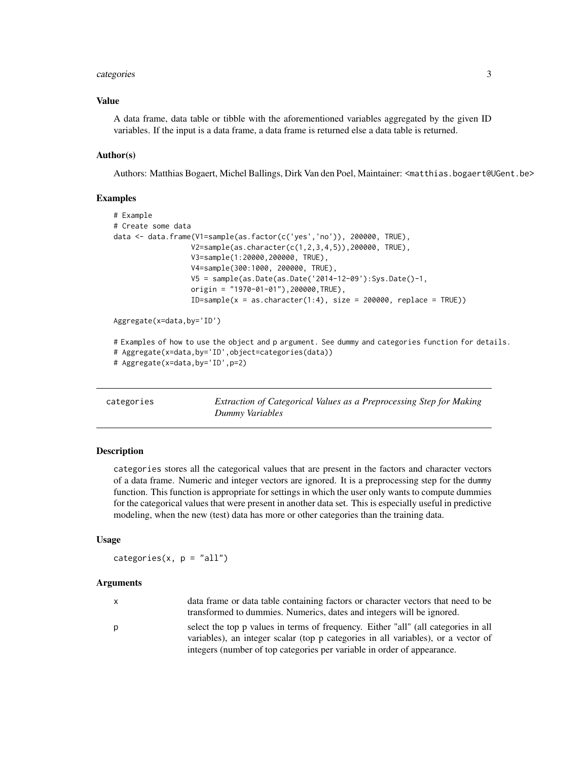### Value

A data frame, data table or tibble with the aforementioned variables aggregated by the given ID variables. If the input is a data frame, a data frame is returned else a data table is returned.

### Author(s)

Authors: Matthias Bogaert, Michel Ballings, Dirk Van den Poel, Maintainer: <matthias.bogaert@UGent.be>

### Examples

```
# Example
# Create some data
data <- data.frame(V1=sample(as.factor(c('yes','no')), 200000, TRUE),
                  V2=sample(as.character(c(1,2,3,4,5)),200000, TRUE),
                  V3=sample(1:20000,200000, TRUE),
                  V4=sample(300:1000, 200000, TRUE),
                  V5 = sample(as.Date(as.Date('2014-12-09'):Sys.Date()-1,
                  origin = "1970-01-01"),200000,TRUE),
                  ID=sample(x = as.character(1:4), size = 200000, replace = TRUE))

Aggregate(x=data,by='ID')

# Examples of how to use the object and p argument. See dummy and categories function for details.
# Aggregate(x=data,by='ID',object=categories(data))
# Aggregate(x=data,by='ID',p=2)
```

---

## categories — *Extraction of Categorical Values as a Preprocessing Step for Making Dummy Variables*

### Description

categories stores all the categorical values that are present in the factors and character vectors of a data frame. Numeric and integer vectors are ignored. It is a preprocessing step for the dummy function. This function is appropriate for settings in which the user only wants to compute dummies for the categorical values that were present in another data set. This is especially useful in predictive modeling, when the new (test) data has more or other categories than the training data.

### Usage

```
categories(x, p = "all")
```

### Arguments

| | |
|---|---|
| x | data frame or data table containing factors or character vectors that need to be transformed to dummies. Numerics, dates and integers will be ignored. |
| p | select the top p values in terms of frequency. Either "all" (all categories in all variables), an integer scalar (top p categories in all variables), or a vector of integers (number of top categories per variable in order of appearance. |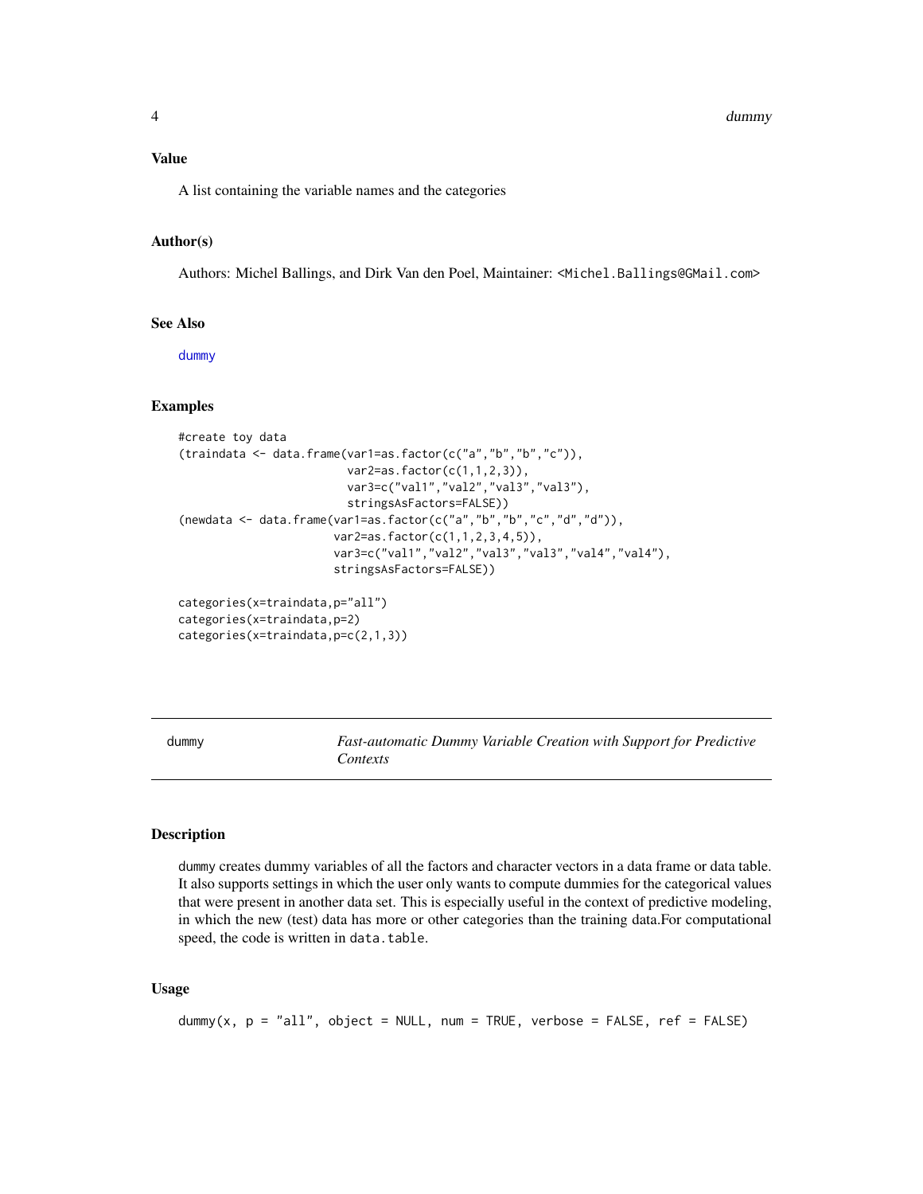### Value

A list containing the variable names and the categories

### Author(s)

Authors: Michel Ballings, and Dirk Van den Poel, Maintainer: <Michel.Ballings@GMail.com>

### See Also

dummy

### Examples

```
#create toy data
(traindata <- data.frame(var1=as.factor(c("a","b","b","c")),
                         var2=as.factor(c(1,1,2,3)),
                         var3=c("val1","val2","val3","val3"),
                         stringsAsFactors=FALSE))
(newdata <- data.frame(var1=as.factor(c("a","b","b","c","d","d")),
                       var2=as.factor(c(1,1,2,3,4,5)),
                       var3=c("val1","val2","val3","val3","val4","val4"),
                       stringsAsFactors=FALSE))

categories(x=traindata,p="all")
categories(x=traindata,p=2)
categories(x=traindata,p=c(2,1,3))
```

---

## dummy — *Fast-automatic Dummy Variable Creation with Support for Predictive Contexts*

### Description

dummy creates dummy variables of all the factors and character vectors in a data frame or data table. It also supports settings in which the user only wants to compute dummies for the categorical values that were present in another data set. This is especially useful in the context of predictive modeling, in which the new (test) data has more or other categories than the training data.For computational speed, the code is written in data.table.

### Usage

```
dummy(x, p = "all", object = NULL, num = TRUE, verbose = FALSE, ref = FALSE)
```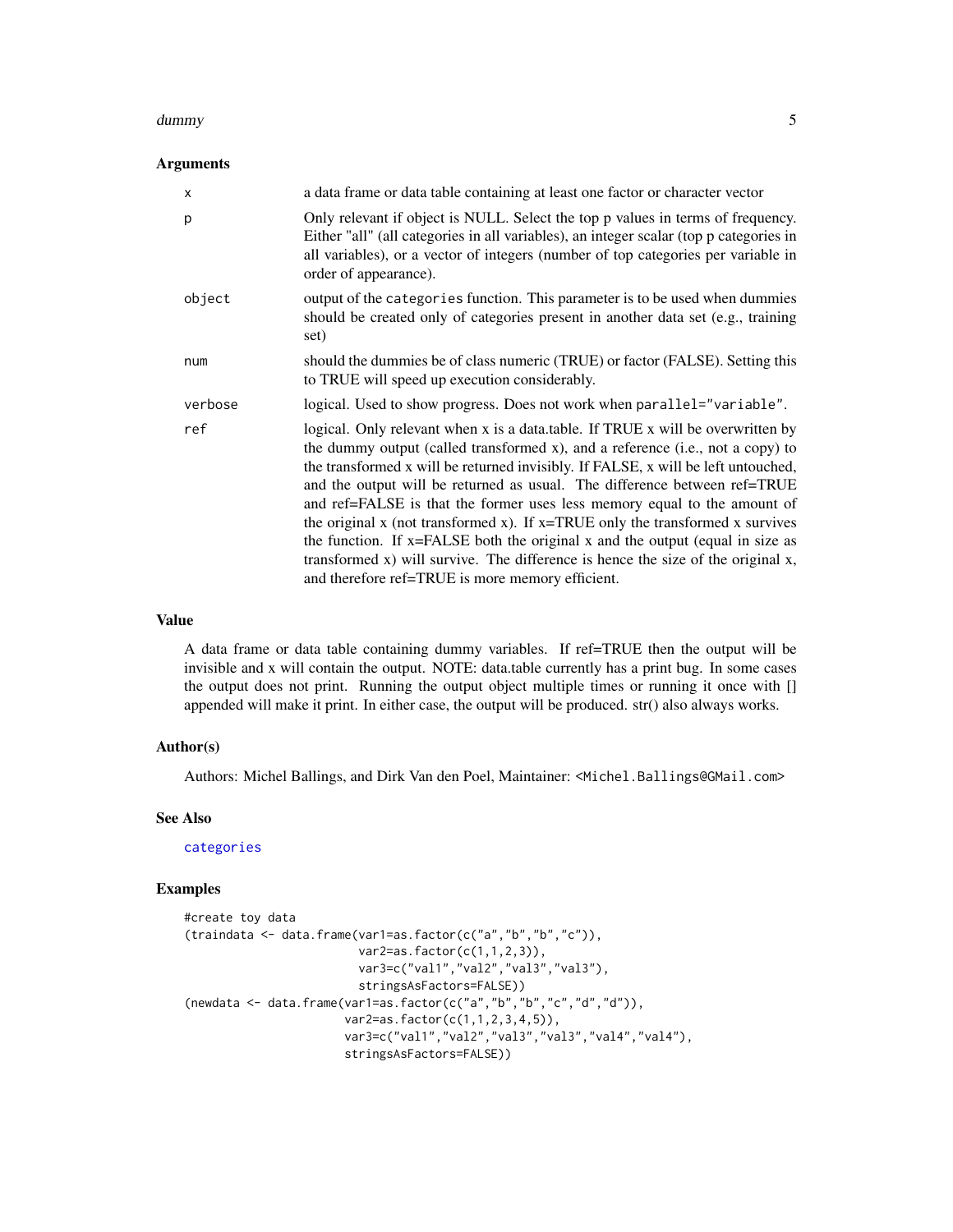### Arguments

| | |
|---|---|
| x | a data frame or data table containing at least one factor or character vector |
| p | Only relevant if object is NULL. Select the top p values in terms of frequency. Either "all" (all categories in all variables), an integer scalar (top p categories in all variables), or a vector of integers (number of top categories per variable in order of appearance). |
| object | output of the `categories` function. This parameter is to be used when dummies should be created only of categories present in another data set (e.g., training set) |
| num | should the dummies be of class numeric (TRUE) or factor (FALSE). Setting this to TRUE will speed up execution considerably. |
| verbose | logical. Used to show progress. Does not work when `parallel="variable"`. |
| ref | logical. Only relevant when x is a data.table. If TRUE x will be overwritten by the dummy output (called transformed x), and a reference (i.e., not a copy) to the transformed x will be returned invisibly. If FALSE, x will be left untouched, and the output will be returned as usual. The difference between ref=TRUE and ref=FALSE is that the former uses less memory equal to the amount of the original x (not transformed x). If x=TRUE only the transformed x survives the function. If x=FALSE both the original x and the output (equal in size as transformed x) will survive. The difference is hence the size of the original x, and therefore ref=TRUE is more memory efficient. |

### Value

A data frame or data table containing dummy variables. If ref=TRUE then the output will be invisible and x will contain the output. NOTE: data.table currently has a print bug. In some cases the output does not print. Running the output object multiple times or running it once with [] appended will make it print. In either case, the output will be produced. str() also always works.

### Author(s)

Authors: Michel Ballings, and Dirk Van den Poel, Maintainer: <Michel.Ballings@GMail.com>

### See Also

categories

### Examples

```
#create toy data
(traindata <- data.frame(var1=as.factor(c("a","b","b","c")),
                         var2=as.factor(c(1,1,2,3)),
                         var3=c("val1","val2","val3","val3"),
                         stringsAsFactors=FALSE))
(newdata <- data.frame(var1=as.factor(c("a","b","b","c","d","d")),
                       var2=as.factor(c(1,1,2,3,4,5)),
                       var3=c("val1","val2","val3","val3","val4","val4"),
                       stringsAsFactors=FALSE))
```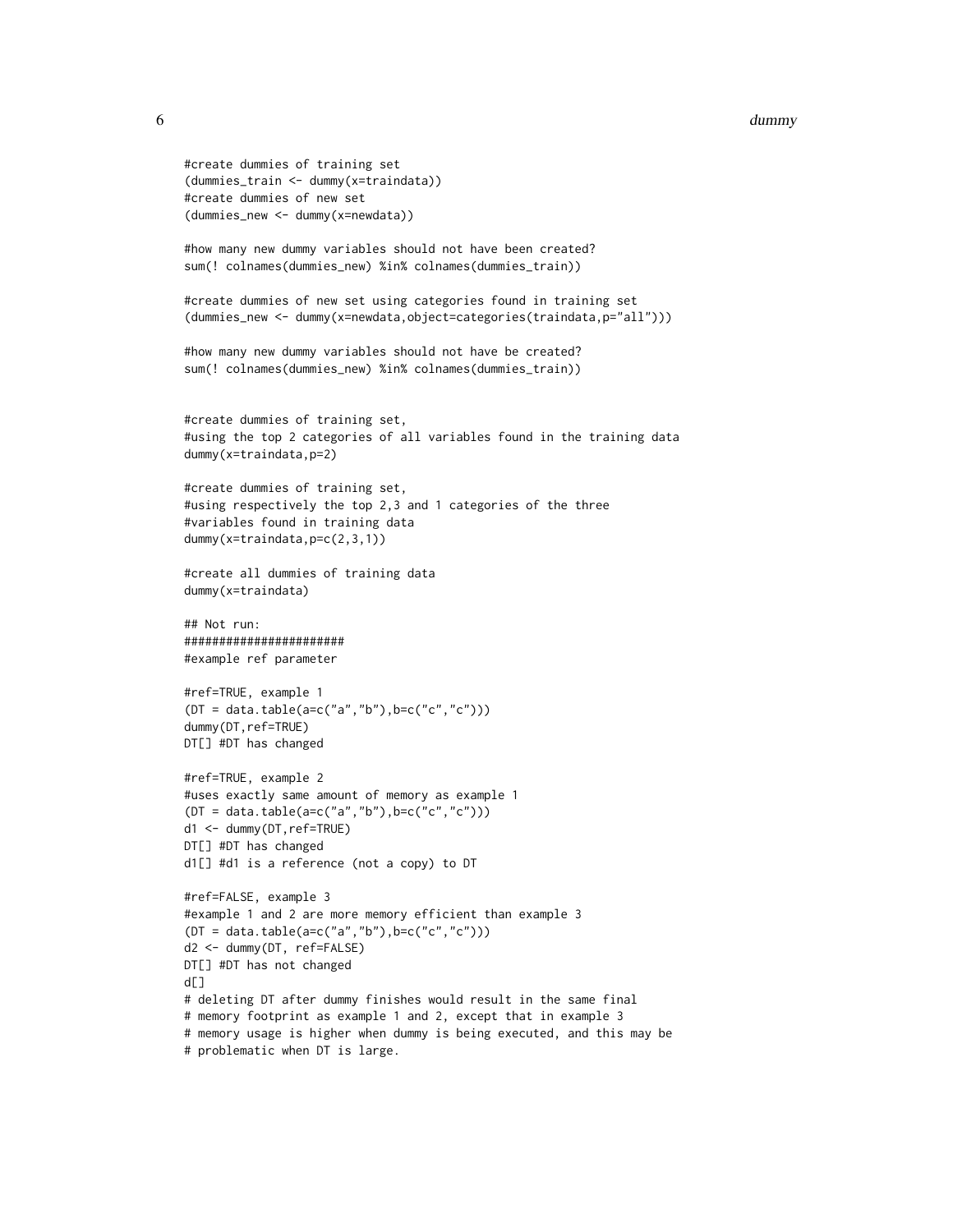```
#create dummies of training set
(dummies_train <- dummy(x=traindata))
#create dummies of new set
(dummies_new <- dummy(x=newdata))

#how many new dummy variables should not have been created?
sum(! colnames(dummies_new) %in% colnames(dummies_train))

#create dummies of new set using categories found in training set
(dummies_new <- dummy(x=newdata,object=categories(traindata,p="all")))

#how many new dummy variables should not have be created?
sum(! colnames(dummies_new) %in% colnames(dummies_train))


#create dummies of training set,
#using the top 2 categories of all variables found in the training data
dummy(x=traindata,p=2)

#create dummies of training set,
#using respectively the top 2,3 and 1 categories of the three
#variables found in training data
dummy(x=traindata,p=c(2,3,1))

#create all dummies of training data
dummy(x=traindata)

## Not run:
#######################
#example ref parameter

#ref=TRUE, example 1
(DT = data.table(a=c("a","b"),b=c("c","c")))
dummy(DT,ref=TRUE)
DT[] #DT has changed

#ref=TRUE, example 2
#uses exactly same amount of memory as example 1
(DT = data.table(a=c("a","b"),b=c("c","c")))
d1 <- dummy(DT,ref=TRUE)
DT[] #DT has changed
d1[] #d1 is a reference (not a copy) to DT

#ref=FALSE, example 3
#example 1 and 2 are more memory efficient than example 3
(DT = data.table(a=c("a","b"),b=c("c","c")))
d2 <- dummy(DT, ref=FALSE)
DT[] #DT has not changed
d[]
# deleting DT after dummy finishes would result in the same final
# memory footprint as example 1 and 2, except that in example 3
# memory usage is higher when dummy is being executed, and this may be
# problematic when DT is large.
```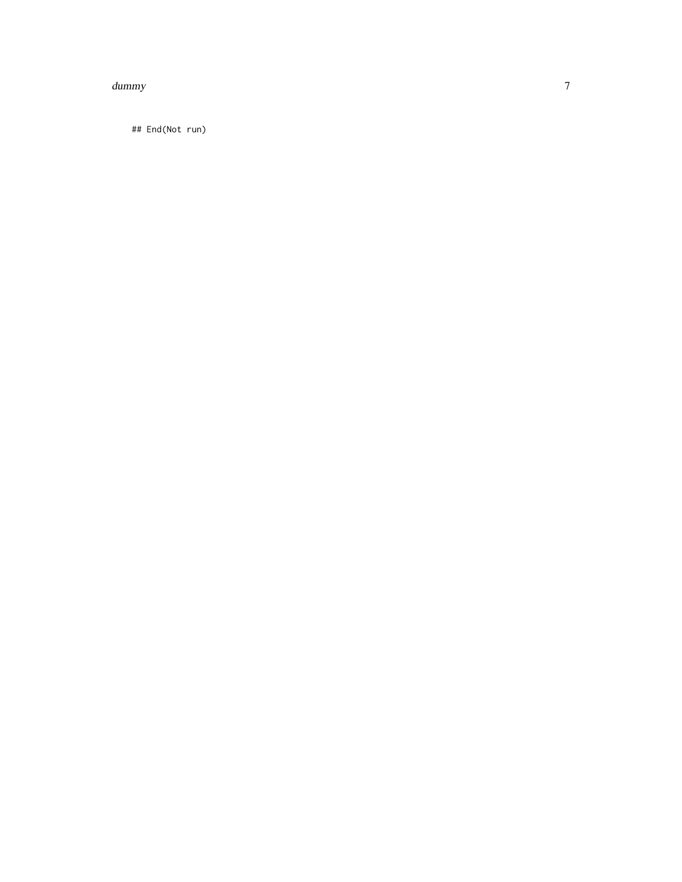```
## End(Not run)
```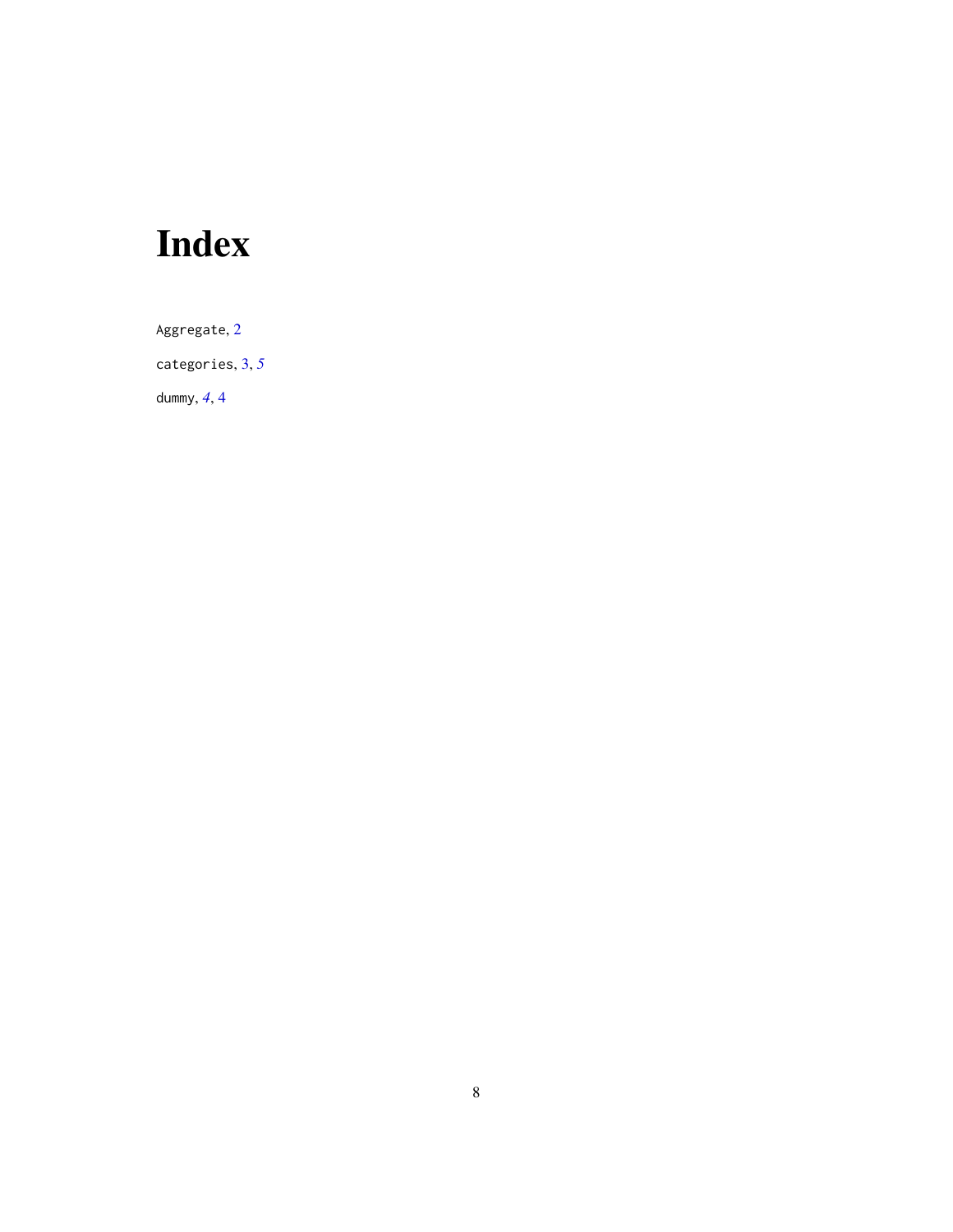# Index

`Aggregate`, 2

`categories`, 3, *5*

`dummy`, *4*, 4